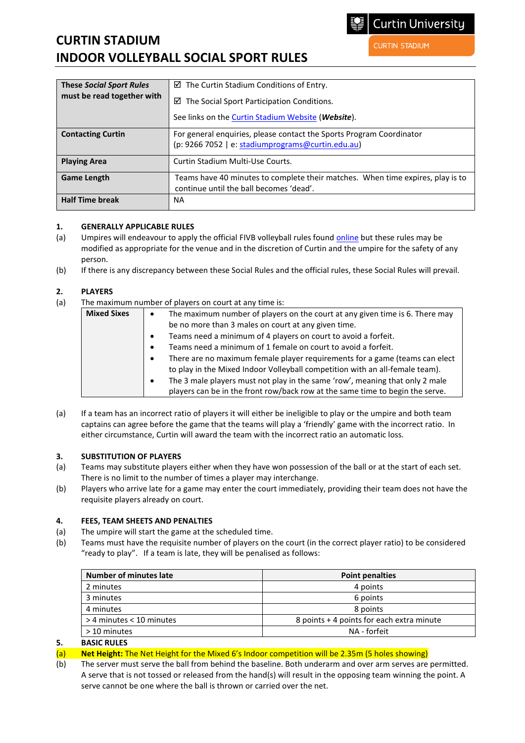# CURTIN STADIUM
# INDOOR VOLLEYBALL SOCIAL SPORT RULES

Curtin University

CURTIN STADIUM

| **These *Social Sport Rules* must be read together with** | ☑ The Curtin Stadium Conditions of Entry.<br>☑ The Social Sport Participation Conditions.<br>See links on the Curtin Stadium Website (***Website***). |
|---|---|
| **Contacting Curtin** | For general enquiries, please contact the Sports Program Coordinator (p: 9266 7052 \| e: stadiumprograms@curtin.edu.au) |
| **Playing Area** | Curtin Stadium Multi-Use Courts. |
| **Game Length** | Teams have 40 minutes to complete their matches. When time expires, play is to continue until the ball becomes 'dead'. |
| **Half Time break** | NA |

## 1. GENERALLY APPLICABLE RULES

(a) Umpires will endeavour to apply the official FIVB volleyball rules found online but these rules may be modified as appropriate for the venue and in the discretion of Curtin and the umpire for the safety of any person.

(b) If there is any discrepancy between these Social Rules and the official rules, these Social Rules will prevail.

## 2. PLAYERS

(a) The maximum number of players on court at any time is:

| **Mixed Sixes** | • The maximum number of players on the court at any given time is 6. There may be no more than 3 males on court at any given time.<br>• Teams need a minimum of 4 players on court to avoid a forfeit.<br>• Teams need a minimum of 1 female on court to avoid a forfeit.<br>• There are no maximum female player requirements for a game (teams can elect to play in the Mixed Indoor Volleyball competition with an all-female team).<br>• The 3 male players must not play in the same 'row', meaning that only 2 male players can be in the front row/back row at the same time to begin the serve. |
|---|---|

(a) If a team has an incorrect ratio of players it will either be ineligible to play or the umpire and both team captains can agree before the game that the teams will play a 'friendly' game with the incorrect ratio. In either circumstance, Curtin will award the team with the incorrect ratio an automatic loss.

## 3. SUBSTITUTION OF PLAYERS

(a) Teams may substitute players either when they have won possession of the ball or at the start of each set. There is no limit to the number of times a player may interchange.

(b) Players who arrive late for a game may enter the court immediately, providing their team does not have the requisite players already on court.

## 4. FEES, TEAM SHEETS AND PENALTIES

(a) The umpire will start the game at the scheduled time.

(b) Teams must have the requisite number of players on the court (in the correct player ratio) to be considered "ready to play". If a team is late, they will be penalised as follows:

| Number of minutes late | Point penalties |
|---|---|
| 2 minutes | 4 points |
| 3 minutes | 6 points |
| 4 minutes | 8 points |
| > 4 minutes < 10 minutes | 8 points + 4 points for each extra minute |
| > 10 minutes | NA - forfeit |

## 5. BASIC RULES

(a) **Net Height:** The Net Height for the Mixed 6's Indoor competition will be 2.35m (5 holes showing)

(b) The server must serve the ball from behind the baseline. Both underarm and over arm serves are permitted. A serve that is not tossed or released from the hand(s) will result in the opposing team winning the point. A serve cannot be one where the ball is thrown or carried over the net.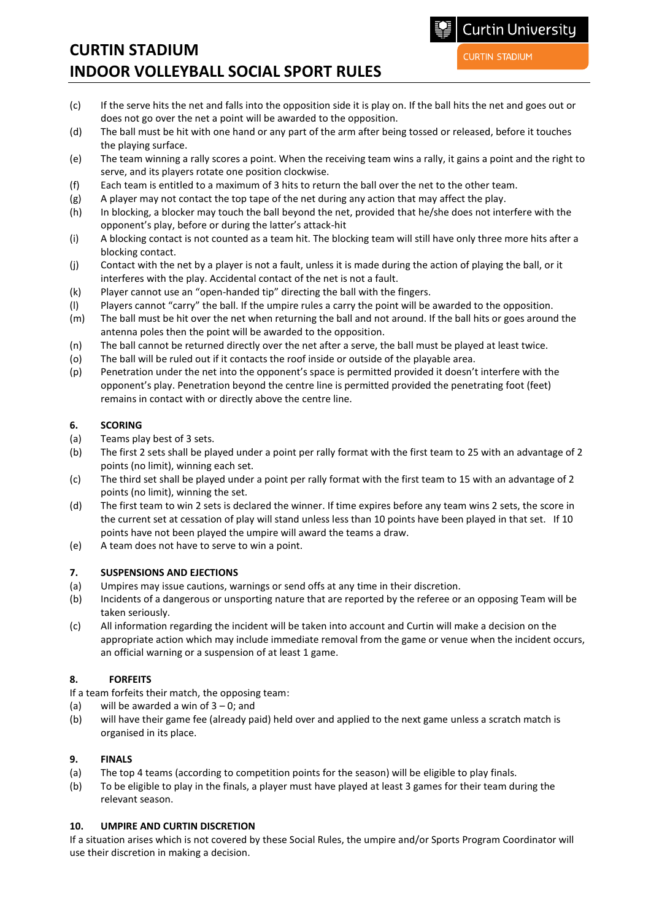(c) If the serve hits the net and falls into the opposition side it is play on. If the ball hits the net and goes out or does not go over the net a point will be awarded to the opposition.

(d) The ball must be hit with one hand or any part of the arm after being tossed or released, before it touches the playing surface.

(e) The team winning a rally scores a point. When the receiving team wins a rally, it gains a point and the right to serve, and its players rotate one position clockwise.

(f) Each team is entitled to a maximum of 3 hits to return the ball over the net to the other team.

(g) A player may not contact the top tape of the net during any action that may affect the play.

(h) In blocking, a blocker may touch the ball beyond the net, provided that he/she does not interfere with the opponent's play, before or during the latter's attack-hit

(i) A blocking contact is not counted as a team hit. The blocking team will still have only three more hits after a blocking contact.

(j) Contact with the net by a player is not a fault, unless it is made during the action of playing the ball, or it interferes with the play. Accidental contact of the net is not a fault.

(k) Player cannot use an "open-handed tip" directing the ball with the fingers.

(l) Players cannot "carry" the ball. If the umpire rules a carry the point will be awarded to the opposition.

(m) The ball must be hit over the net when returning the ball and not around. If the ball hits or goes around the antenna poles then the point will be awarded to the opposition.

(n) The ball cannot be returned directly over the net after a serve, the ball must be played at least twice.

(o) The ball will be ruled out if it contacts the roof inside or outside of the playable area.

(p) Penetration under the net into the opponent's space is permitted provided it doesn't interfere with the opponent's play. Penetration beyond the centre line is permitted provided the penetrating foot (feet) remains in contact with or directly above the centre line.

## 6. SCORING

(a) Teams play best of 3 sets.

(b) The first 2 sets shall be played under a point per rally format with the first team to 25 with an advantage of 2 points (no limit), winning each set.

(c) The third set shall be played under a point per rally format with the first team to 15 with an advantage of 2 points (no limit), winning the set.

(d) The first team to win 2 sets is declared the winner. If time expires before any team wins 2 sets, the score in the current set at cessation of play will stand unless less than 10 points have been played in that set. If 10 points have not been played the umpire will award the teams a draw.

(e) A team does not have to serve to win a point.

## 7. SUSPENSIONS AND EJECTIONS

(a) Umpires may issue cautions, warnings or send offs at any time in their discretion.

(b) Incidents of a dangerous or unsporting nature that are reported by the referee or an opposing Team will be taken seriously.

(c) All information regarding the incident will be taken into account and Curtin will make a decision on the appropriate action which may include immediate removal from the game or venue when the incident occurs, an official warning or a suspension of at least 1 game.

## 8. FORFEITS

If a team forfeits their match, the opposing team:

(a) will be awarded a win of 3 – 0; and

(b) will have their game fee (already paid) held over and applied to the next game unless a scratch match is organised in its place.

## 9. FINALS

(a) The top 4 teams (according to competition points for the season) will be eligible to play finals.

(b) To be eligible to play in the finals, a player must have played at least 3 games for their team during the relevant season.

## 10. UMPIRE AND CURTIN DISCRETION

If a situation arises which is not covered by these Social Rules, the umpire and/or Sports Program Coordinator will use their discretion in making a decision.